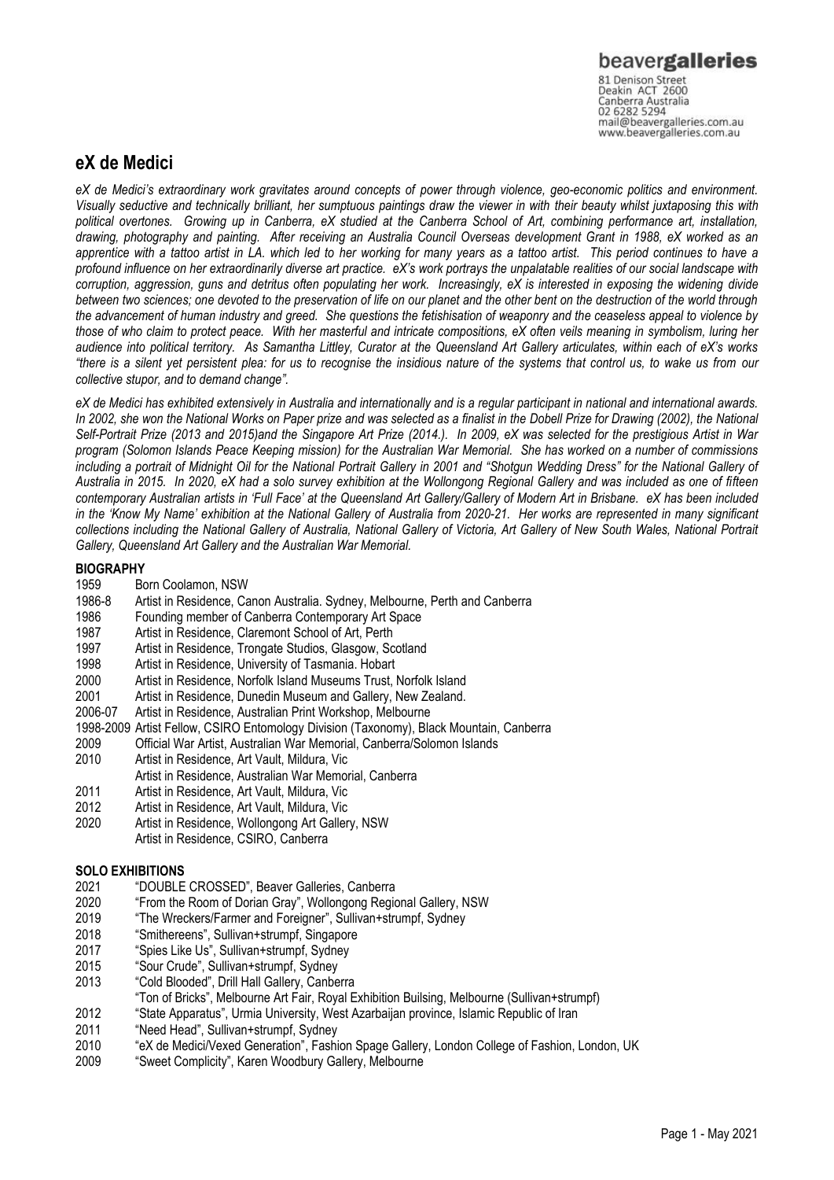beavergalleries
81 Denison Street
Deakin ACT 2600
Canberra Australia
02 6282 5294
mail@beavergalleries.com.au
www.beavergalleries.com.au

# eX de Medici

*eX de Medici's extraordinary work gravitates around concepts of power through violence, geo-economic politics and environment. Visually seductive and technically brilliant, her sumptuous paintings draw the viewer in with their beauty whilst juxtaposing this with political overtones. Growing up in Canberra, eX studied at the Canberra School of Art, combining performance art, installation, drawing, photography and painting. After receiving an Australia Council Overseas development Grant in 1988, eX worked as an apprentice with a tattoo artist in LA. which led to her working for many years as a tattoo artist. This period continues to have a profound influence on her extraordinarily diverse art practice. eX's work portrays the unpalatable realities of our social landscape with corruption, aggression, guns and detritus often populating her work. Increasingly, eX is interested in exposing the widening divide between two sciences; one devoted to the preservation of life on our planet and the other bent on the destruction of the world through the advancement of human industry and greed. She questions the fetishisation of weaponry and the ceaseless appeal to violence by those of who claim to protect peace. With her masterful and intricate compositions, eX often veils meaning in symbolism, luring her audience into political territory. As Samantha Littley, Curator at the Queensland Art Gallery articulates, within each of eX's works "there is a silent yet persistent plea: for us to recognise the insidious nature of the systems that control us, to wake us from our collective stupor, and to demand change".*

*eX de Medici has exhibited extensively in Australia and internationally and is a regular participant in national and international awards. In 2002, she won the National Works on Paper prize and was selected as a finalist in the Dobell Prize for Drawing (2002), the National Self-Portrait Prize (2013 and 2015)and the Singapore Art Prize (2014.). In 2009, eX was selected for the prestigious Artist in War program (Solomon Islands Peace Keeping mission) for the Australian War Memorial. She has worked on a number of commissions including a portrait of Midnight Oil for the National Portrait Gallery in 2001 and "Shotgun Wedding Dress" for the National Gallery of Australia in 2015. In 2020, eX had a solo survey exhibition at the Wollongong Regional Gallery and was included as one of fifteen contemporary Australian artists in 'Full Face' at the Queensland Art Gallery/Gallery of Modern Art in Brisbane. eX has been included in the 'Know My Name' exhibition at the National Gallery of Australia from 2020-21. Her works are represented in many significant collections including the National Gallery of Australia, National Gallery of Victoria, Art Gallery of New South Wales, National Portrait Gallery, Queensland Art Gallery and the Australian War Memorial.*

## BIOGRAPHY

| | |
|---|---|
| 1959 | Born Coolamon, NSW |
| 1986-8 | Artist in Residence, Canon Australia. Sydney, Melbourne, Perth and Canberra |
| 1986 | Founding member of Canberra Contemporary Art Space |
| 1987 | Artist in Residence, Claremont School of Art, Perth |
| 1997 | Artist in Residence, Trongate Studios, Glasgow, Scotland |
| 1998 | Artist in Residence, University of Tasmania. Hobart |
| 2000 | Artist in Residence, Norfolk Island Museums Trust, Norfolk Island |
| 2001 | Artist in Residence, Dunedin Museum and Gallery, New Zealand. |
| 2006-07 | Artist in Residence, Australian Print Workshop, Melbourne |
| 1998-2009 | Artist Fellow, CSIRO Entomology Division (Taxonomy), Black Mountain, Canberra |
| 2009 | Official War Artist, Australian War Memorial, Canberra/Solomon Islands |
| 2010 | Artist in Residence, Art Vault, Mildura, Vic |
| | Artist in Residence, Australian War Memorial, Canberra |
| 2011 | Artist in Residence, Art Vault, Mildura, Vic |
| 2012 | Artist in Residence, Art Vault, Mildura, Vic |
| 2020 | Artist in Residence, Wollongong Art Gallery, NSW |
| | Artist in Residence, CSIRO, Canberra |

## SOLO EXHIBITIONS

| | |
|---|---|
| 2021 | "DOUBLE CROSSED", Beaver Galleries, Canberra |
| 2020 | "From the Room of Dorian Gray", Wollongong Regional Gallery, NSW |
| 2019 | "The Wreckers/Farmer and Foreigner", Sullivan+strumpf, Sydney |
| 2018 | "Smithereens", Sullivan+strumpf, Singapore |
| 2017 | "Spies Like Us", Sullivan+strumpf, Sydney |
| 2015 | "Sour Crude", Sullivan+strumpf, Sydney |
| 2013 | "Cold Blooded", Drill Hall Gallery, Canberra |
| | "Ton of Bricks", Melbourne Art Fair, Royal Exhibition Builsing, Melbourne (Sullivan+strumpf) |
| 2012 | "State Apparatus", Urmia University, West Azarbaijan province, Islamic Republic of Iran |
| 2011 | "Need Head", Sullivan+strumpf, Sydney |
| 2010 | "eX de Medici/Vexed Generation", Fashion Spage Gallery, London College of Fashion, London, UK |
| 2009 | "Sweet Complicity", Karen Woodbury Gallery, Melbourne |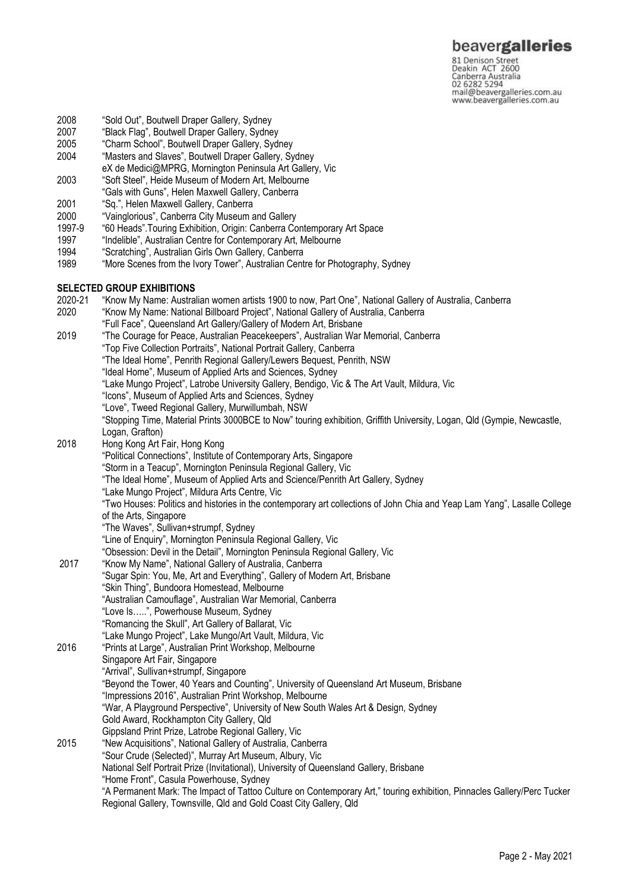2008 "Sold Out", Boutwell Draper Gallery, Sydney
2007 "Black Flag", Boutwell Draper Gallery, Sydney
2005 "Charm School", Boutwell Draper Gallery, Sydney
2004 "Masters and Slaves", Boutwell Draper Gallery, Sydney
eX de Medici@MPRG, Mornington Peninsula Art Gallery, Vic
2003 "Soft Steel", Heide Museum of Modern Art, Melbourne
"Gals with Guns", Helen Maxwell Gallery, Canberra
2001 "Sq.", Helen Maxwell Gallery, Canberra
2000 "Vainglorious", Canberra City Museum and Gallery
1997-9 "60 Heads".Touring Exhibition, Origin: Canberra Contemporary Art Space
1997 "Indelible", Australian Centre for Contemporary Art, Melbourne
1994 "Scratching", Australian Girls Own Gallery, Canberra
1989 "More Scenes from the Ivory Tower", Australian Centre for Photography, Sydney

**SELECTED GROUP EXHIBITIONS**

2020-21 "Know My Name: Australian women artists 1900 to now, Part One", National Gallery of Australia, Canberra
2020 "Know My Name: National Billboard Project", National Gallery of Australia, Canberra
"Full Face", Queensland Art Gallery/Gallery of Modern Art, Brisbane
2019 "The Courage for Peace, Australian Peacekeepers", Australian War Memorial, Canberra
"Top Five Collection Portraits", National Portrait Gallery, Canberra
"The Ideal Home", Penrith Regional Gallery/Lewers Bequest, Penrith, NSW
"Ideal Home", Museum of Applied Arts and Sciences, Sydney
"Lake Mungo Project", Latrobe University Gallery, Bendigo, Vic & The Art Vault, Mildura, Vic
"Icons", Museum of Applied Arts and Sciences, Sydney
"Love", Tweed Regional Gallery, Murwillumbah, NSW
"Stopping Time, Material Prints 3000BCE to Now" touring exhibition, Griffith University, Logan, Qld (Gympie, Newcastle, Logan, Grafton)
2018 Hong Kong Art Fair, Hong Kong
"Political Connections", Institute of Contemporary Arts, Singapore
"Storm in a Teacup", Mornington Peninsula Regional Gallery, Vic
"The Ideal Home", Museum of Applied Arts and Science/Penrith Art Gallery, Sydney
"Lake Mungo Project", Mildura Arts Centre, Vic
"Two Houses: Politics and histories in the contemporary art collections of John Chia and Yeap Lam Yang", Lasalle College of the Arts, Singapore
"The Waves", Sullivan+strumpf, Sydney
"Line of Enquiry", Mornington Peninsula Regional Gallery, Vic
"Obsession: Devil in the Detail", Mornington Peninsula Regional Gallery, Vic
2017 "Know My Name", National Gallery of Australia, Canberra
"Sugar Spin: You, Me, Art and Everything", Gallery of Modern Art, Brisbane
"Skin Thing", Bundoora Homestead, Melbourne
"Australian Camouflage", Australian War Memorial, Canberra
"Love Is…..", Powerhouse Museum, Sydney
"Romancing the Skull", Art Gallery of Ballarat, Vic
"Lake Mungo Project", Lake Mungo/Art Vault, Mildura, Vic
2016 "Prints at Large", Australian Print Workshop, Melbourne
Singapore Art Fair, Singapore
"Arrival", Sullivan+strumpf, Singapore
"Beyond the Tower, 40 Years and Counting", University of Queensland Art Museum, Brisbane
"Impressions 2016", Australian Print Workshop, Melbourne
"War, A Playground Perspective", University of New South Wales Art & Design, Sydney
Gold Award, Rockhampton City Gallery, Qld
Gippsland Print Prize, Latrobe Regional Gallery, Vic
2015 "New Acquisitions", National Gallery of Australia, Canberra
"Sour Crude (Selected)", Murray Art Museum, Albury, Vic
National Self Portrait Prize (Invitational), University of Queensland Gallery, Brisbane
"Home Front", Casula Powerhouse, Sydney
"A Permanent Mark: The Impact of Tattoo Culture on Contemporary Art," touring exhibition, Pinnacles Gallery/Perc Tucker Regional Gallery, Townsville, Qld and Gold Coast City Gallery, Qld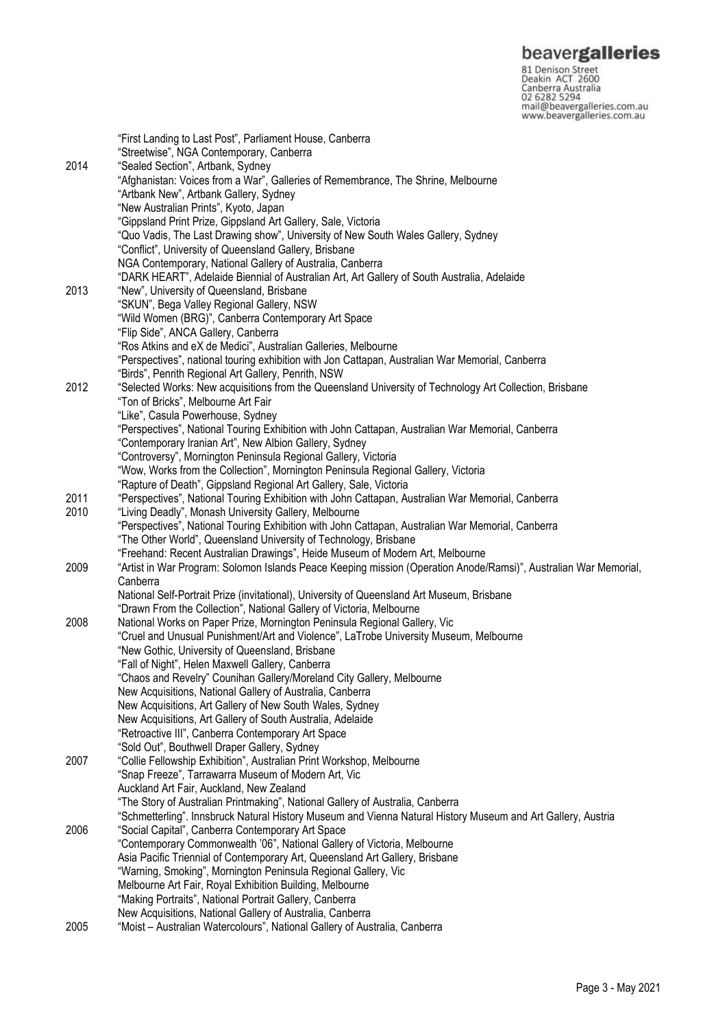| | |
|---|---|
| | "First Landing to Last Post", Parliament House, Canberra |
| | "Streetwise", NGA Contemporary, Canberra |
| 2014 | "Sealed Section", Artbank, Sydney |
| | "Afghanistan: Voices from a War", Galleries of Remembrance, The Shrine, Melbourne |
| | "Artbank New", Artbank Gallery, Sydney |
| | "New Australian Prints", Kyoto, Japan |
| | "Gippsland Print Prize, Gippsland Art Gallery, Sale, Victoria |
| | "Quo Vadis, The Last Drawing show", University of New South Wales Gallery, Sydney |
| | "Conflict", University of Queensland Gallery, Brisbane |
| | NGA Contemporary, National Gallery of Australia, Canberra |
| | "DARK HEART", Adelaide Biennial of Australian Art, Art Gallery of South Australia, Adelaide |
| 2013 | "New", University of Queensland, Brisbane |
| | "SKUN", Bega Valley Regional Gallery, NSW |
| | "Wild Women (BRG)", Canberra Contemporary Art Space |
| | "Flip Side", ANCA Gallery, Canberra |
| | "Ros Atkins and eX de Medici", Australian Galleries, Melbourne |
| | "Perspectives", national touring exhibition with Jon Cattapan, Australian War Memorial, Canberra |
| | "Birds", Penrith Regional Art Gallery, Penrith, NSW |
| 2012 | "Selected Works: New acquisitions from the Queensland University of Technology Art Collection, Brisbane |
| | "Ton of Bricks", Melbourne Art Fair |
| | "Like", Casula Powerhouse, Sydney |
| | "Perspectives", National Touring Exhibition with John Cattapan, Australian War Memorial, Canberra |
| | "Contemporary Iranian Art", New Albion Gallery, Sydney |
| | "Controversy", Mornington Peninsula Regional Gallery, Victoria |
| | "Wow, Works from the Collection", Mornington Peninsula Regional Gallery, Victoria |
| | "Rapture of Death", Gippsland Regional Art Gallery, Sale, Victoria |
| 2011 | "Perspectives", National Touring Exhibition with John Cattapan, Australian War Memorial, Canberra |
| 2010 | "Living Deadly", Monash University Gallery, Melbourne |
| | "Perspectives", National Touring Exhibition with John Cattapan, Australian War Memorial, Canberra |
| | "The Other World", Queensland University of Technology, Brisbane |
| | "Freehand: Recent Australian Drawings", Heide Museum of Modern Art, Melbourne |
| 2009 | "Artist in War Program: Solomon Islands Peace Keeping mission (Operation Anode/Ramsi)", Australian War Memorial, Canberra |
| | National Self-Portrait Prize (invitational), University of Queensland Art Museum, Brisbane |
| | "Drawn From the Collection", National Gallery of Victoria, Melbourne |
| 2008 | National Works on Paper Prize, Mornington Peninsula Regional Gallery, Vic |
| | "Cruel and Unusual Punishment/Art and Violence", LaTrobe University Museum, Melbourne |
| | "New Gothic, University of Queensland, Brisbane |
| | "Fall of Night", Helen Maxwell Gallery, Canberra |
| | "Chaos and Revelry" Counihan Gallery/Moreland City Gallery, Melbourne |
| | New Acquisitions, National Gallery of Australia, Canberra |
| | New Acquisitions, Art Gallery of New South Wales, Sydney |
| | New Acquisitions, Art Gallery of South Australia, Adelaide |
| | "Retroactive III", Canberra Contemporary Art Space |
| | "Sold Out", Bouthwell Draper Gallery, Sydney |
| 2007 | "Collie Fellowship Exhibition", Australian Print Workshop, Melbourne |
| | "Snap Freeze", Tarrawarra Museum of Modern Art, Vic |
| | Auckland Art Fair, Auckland, New Zealand |
| | "The Story of Australian Printmaking", National Gallery of Australia, Canberra |
| | "Schmetterling". Innsbruck Natural History Museum and Vienna Natural History Museum and Art Gallery, Austria |
| 2006 | "Social Capital", Canberra Contemporary Art Space |
| | "Contemporary Commonwealth '06", National Gallery of Victoria, Melbourne |
| | Asia Pacific Triennial of Contemporary Art, Queensland Art Gallery, Brisbane |
| | "Warning, Smoking", Mornington Peninsula Regional Gallery, Vic |
| | Melbourne Art Fair, Royal Exhibition Building, Melbourne |
| | "Making Portraits", National Portrait Gallery, Canberra |
| | New Acquisitions, National Gallery of Australia, Canberra |
| 2005 | "Moist – Australian Watercolours", National Gallery of Australia, Canberra |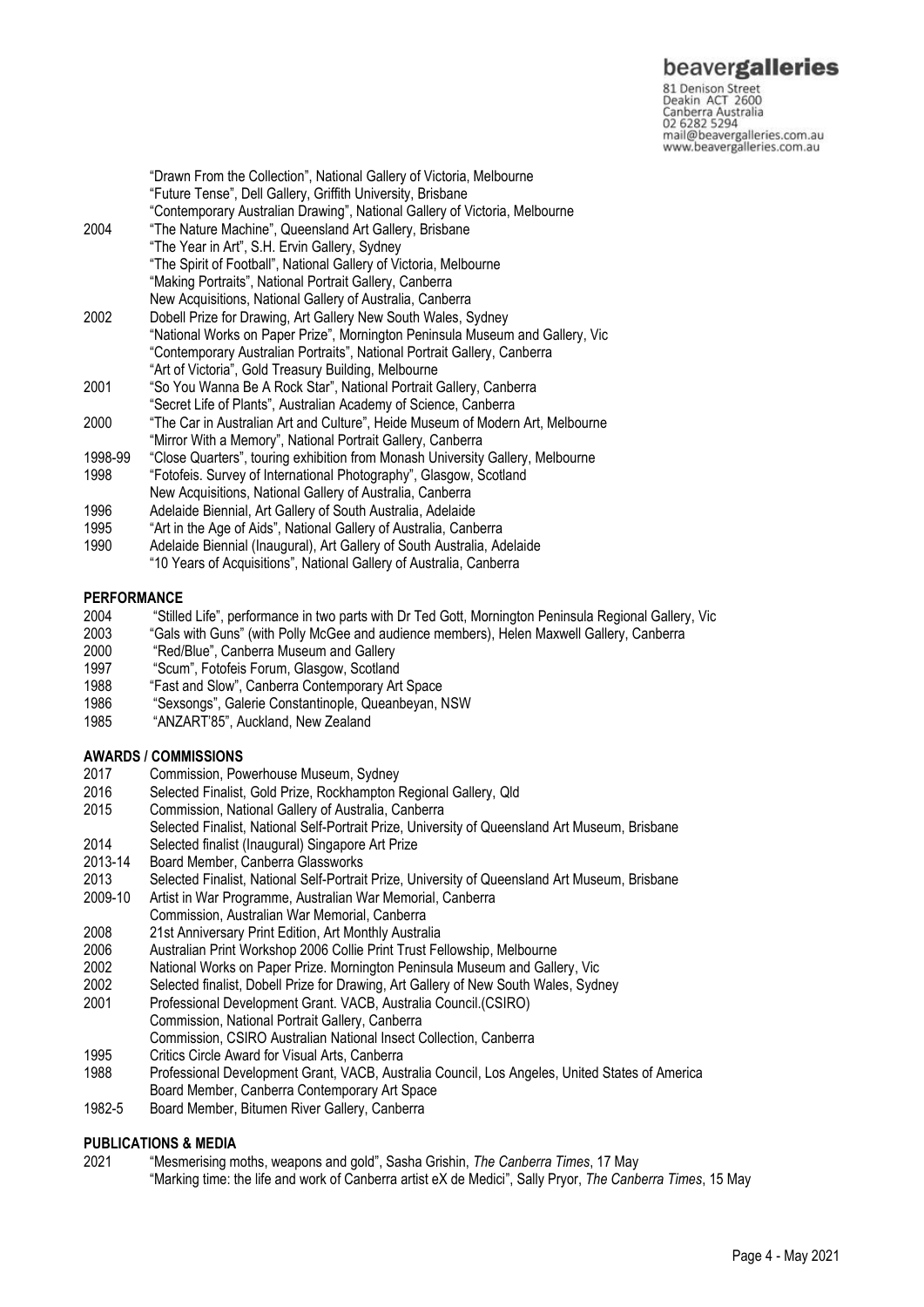"Drawn From the Collection", National Gallery of Victoria, Melbourne
"Future Tense", Dell Gallery, Griffith University, Brisbane
"Contemporary Australian Drawing", National Gallery of Victoria, Melbourne

2004 "The Nature Machine", Queensland Art Gallery, Brisbane
"The Year in Art", S.H. Ervin Gallery, Sydney
"The Spirit of Football", National Gallery of Victoria, Melbourne
"Making Portraits", National Portrait Gallery, Canberra
New Acquisitions, National Gallery of Australia, Canberra

2002 Dobell Prize for Drawing, Art Gallery New South Wales, Sydney
"National Works on Paper Prize", Mornington Peninsula Museum and Gallery, Vic
"Contemporary Australian Portraits", National Portrait Gallery, Canberra
"Art of Victoria", Gold Treasury Building, Melbourne

2001 "So You Wanna Be A Rock Star", National Portrait Gallery, Canberra
"Secret Life of Plants", Australian Academy of Science, Canberra

2000 "The Car in Australian Art and Culture", Heide Museum of Modern Art, Melbourne
"Mirror With a Memory", National Portrait Gallery, Canberra

1998-99 "Close Quarters", touring exhibition from Monash University Gallery, Melbourne

1998 "Fotofeis. Survey of International Photography", Glasgow, Scotland
New Acquisitions, National Gallery of Australia, Canberra

1996 Adelaide Biennial, Art Gallery of South Australia, Adelaide

1995 "Art in the Age of Aids", National Gallery of Australia, Canberra

1990 Adelaide Biennial (Inaugural), Art Gallery of South Australia, Adelaide
"10 Years of Acquisitions", National Gallery of Australia, Canberra

## PERFORMANCE

2004 "Stilled Life", performance in two parts with Dr Ted Gott, Mornington Peninsula Regional Gallery, Vic

2003 "Gals with Guns" (with Polly McGee and audience members), Helen Maxwell Gallery, Canberra

2000 "Red/Blue", Canberra Museum and Gallery

1997 "Scum", Fotofeis Forum, Glasgow, Scotland

1988 "Fast and Slow", Canberra Contemporary Art Space

1986 "Sexsongs", Galerie Constantinople, Queanbeyan, NSW

1985 "ANZART'85", Auckland, New Zealand

## AWARDS / COMMISSIONS

2017 Commission, Powerhouse Museum, Sydney

2016 Selected Finalist, Gold Prize, Rockhampton Regional Gallery, Qld

2015 Commission, National Gallery of Australia, Canberra
Selected Finalist, National Self-Portrait Prize, University of Queensland Art Museum, Brisbane

2014 Selected finalist (Inaugural) Singapore Art Prize

2013-14 Board Member, Canberra Glassworks

2013 Selected Finalist, National Self-Portrait Prize, University of Queensland Art Museum, Brisbane

2009-10 Artist in War Programme, Australian War Memorial, Canberra
Commission, Australian War Memorial, Canberra

2008 21st Anniversary Print Edition, Art Monthly Australia

2006 Australian Print Workshop 2006 Collie Print Trust Fellowship, Melbourne

2002 National Works on Paper Prize. Mornington Peninsula Museum and Gallery, Vic

2002 Selected finalist, Dobell Prize for Drawing, Art Gallery of New South Wales, Sydney

2001 Professional Development Grant. VACB, Australia Council.(CSIRO)
Commission, National Portrait Gallery, Canberra
Commission, CSIRO Australian National Insect Collection, Canberra

1995 Critics Circle Award for Visual Arts, Canberra

1988 Professional Development Grant, VACB, Australia Council, Los Angeles, United States of America
Board Member, Canberra Contemporary Art Space

1982-5 Board Member, Bitumen River Gallery, Canberra

## PUBLICATIONS & MEDIA

2021 "Mesmerising moths, weapons and gold", Sasha Grishin, *The Canberra Times*, 17 May
"Marking time: the life and work of Canberra artist eX de Medici", Sally Pryor, *The Canberra Times*, 15 May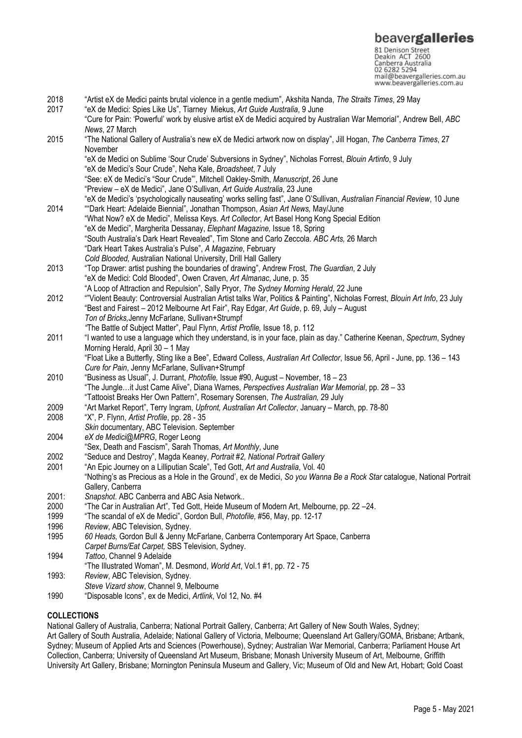2018 "Artist eX de Medici paints brutal violence in a gentle medium", Akshita Nanda, *The Straits Times*, 29 May

2017 "eX de Medici: Spies Like Us", Tiarney Miekus, *Art Guide Australia*, 9 June

"Cure for Pain: 'Powerful' work by elusive artist eX de Medici acquired by Australian War Memorial", Andrew Bell, *ABC News*, 27 March

2015 "The National Gallery of Australia's new eX de Medici artwork now on display", Jill Hogan, *The Canberra Times*, 27 November

"eX de Medici on Sublime 'Sour Crude' Subversions in Sydney", Nicholas Forrest, *Blouin Artinfo*, 9 July

"eX de Medici's Sour Crude", Neha Kale, *Broadsheet*, 7 July

"See: eX de Medici's "Sour Crude"", Mitchell Oakley-Smith, *Manuscript*, 26 June

"Preview – eX de Medici", Jane O'Sullivan, *Art Guide Australia*, 23 June

"eX de Medici's 'psychologically nauseating' works selling fast", Jane O'Sullivan, *Australian Financial Review*, 10 June

2014 ""Dark Heart: Adelaide Biennial", Jonathan Thompson, *Asian Art News,* May/June

"What Now? eX de Medici", Melissa Keys. *Art Collector*, Art Basel Hong Kong Special Edition

"eX de Medici", Margherita Dessanay, *Elephant Magazine,* Issue 18, Spring

"South Australia's Dark Heart Revealed", Tim Stone and Carlo Zeccola. *ABC Arts,* 26 March

"Dark Heart Takes Australia's Pulse", *A Magazine*, February

*Cold Blooded,* Australian National University, Drill Hall Gallery

2013 "Top Drawer: artist pushing the boundaries of drawing", Andrew Frost, *The Guardian*, 2 July

"eX de Medici: Cold Blooded", Owen Craven, *Art Almanac*, June, p. 35

"A Loop of Attraction and Repulsion", Sally Pryor, *The Sydney Morning Herald*, 22 June

2012 ""Violent Beauty: Controversial Australian Artist talks War, Politics & Painting", Nicholas Forrest, *Blouin Art Info*, 23 July

"Best and Fairest – 2012 Melbourne Art Fair", Ray Edgar, *Art Guide*, p. 69, July – August

*Ton of Bricks,* Jenny McFarlane, Sullivan+Strumpf

*"*The Battle of Subject Matter", Paul Flynn, *Artist Profile,* Issue 18, p. 112

2011 "I wanted to use a language which they understand, is in your face, plain as day." Catherine Keenan, *Spectrum*, Sydney Morning Herald, April 30 – 1 May

"Float Like a Butterfly, Sting like a Bee", Edward Colless, *Australian Art Collector*, Issue 56, April - June, pp. 136 – 143

*Cure for Pain*, Jenny McFarlane, Sullivan+Strumpf

2010 "Business as Usual", J. Durrant, *Photofile,* Issue #90, August – November, 18 – 23

"The Jungle…it Just Came Alive", Diana Warnes, *Perspectives Australian War Memorial*, pp. 28 – 33

"Tattooist Breaks Her Own Pattern", Rosemary Sorensen, *The Australian,* 29 July

2009 "Art Market Report", Terry Ingram, *Upfront, Australian Art Collector*, January – March, pp. 78-80

2008 "X", P. Flynn, *Artist Profile*, pp. 28 - 35

*Skin* documentary, ABC Television. September

2004 *eX de Medici@MPRG*, Roger Leong

"Sex, Death and Fascism", Sarah Thomas, *Art Monthly*, June

2002 "Seduce and Destroy", Magda Keaney, *Portrait #2, National Portrait Gallery*

2001 "An Epic Journey on a Lilliputian Scale", Ted Gott, *Art and Australia*, Vol. 40

"Nothing's as Precious as a Hole in the Ground', ex de Medici, *So you Wanna Be a Rock Star* catalogue, National Portrait Gallery, Canberra

2001: *Snapshot*. ABC Canberra and ABC Asia Network..

2000 "The Car in Australian Art", Ted Gott, Heide Museum of Modern Art, Melbourne, pp. 22 –24.

1999 "The scandal of eX de Medici", Gordon Bull, *Photofile,* #56, May, pp. 12-17

1996 *Review*, ABC Television, Sydney.

1995 *60 Heads,* Gordon Bull & Jenny McFarlane, Canberra Contemporary Art Space, Canberra

*Carpet Burns/Eat Carpet,* SBS Television, Sydney.

1994 *Tattoo*, Channel 9 Adelaide

"The Illustrated Woman", M. Desmond, *World Art*, Vol.1 #1, pp. 72 - 75

1993: *Review*, ABC Television, Sydney.

*Steve Vizard show*, Channel 9, Melbourne

1990 "Disposable Icons", ex de Medici, *Artlink*, Vol 12, No. #4

**COLLECTIONS**

National Gallery of Australia, Canberra; National Portrait Gallery, Canberra; Art Gallery of New South Wales, Sydney; Art Gallery of South Australia, Adelaide; National Gallery of Victoria, Melbourne; Queensland Art Gallery/GOMA, Brisbane; Artbank, Sydney; Museum of Applied Arts and Sciences (Powerhouse), Sydney; Australian War Memorial, Canberra; Parliament House Art Collection, Canberra; University of Queensland Art Museum, Brisbane; Monash University Museum of Art, Melbourne, Griffith University Art Gallery, Brisbane; Mornington Peninsula Museum and Gallery, Vic; Museum of Old and New Art, Hobart; Gold Coast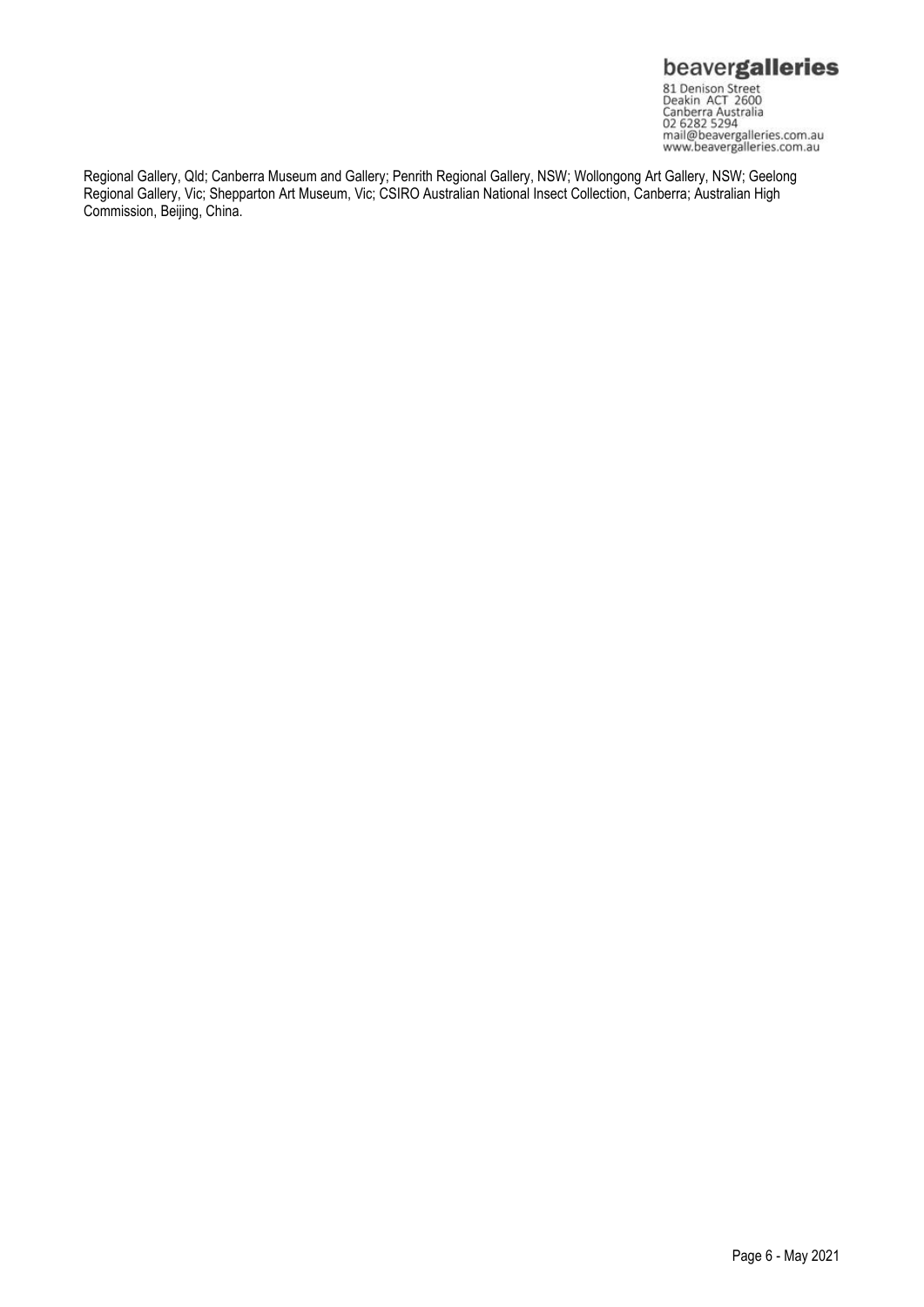Regional Gallery, Qld; Canberra Museum and Gallery; Penrith Regional Gallery, NSW; Wollongong Art Gallery, NSW; Geelong Regional Gallery, Vic; Shepparton Art Museum, Vic; CSIRO Australian National Insect Collection, Canberra; Australian High Commission, Beijing, China.